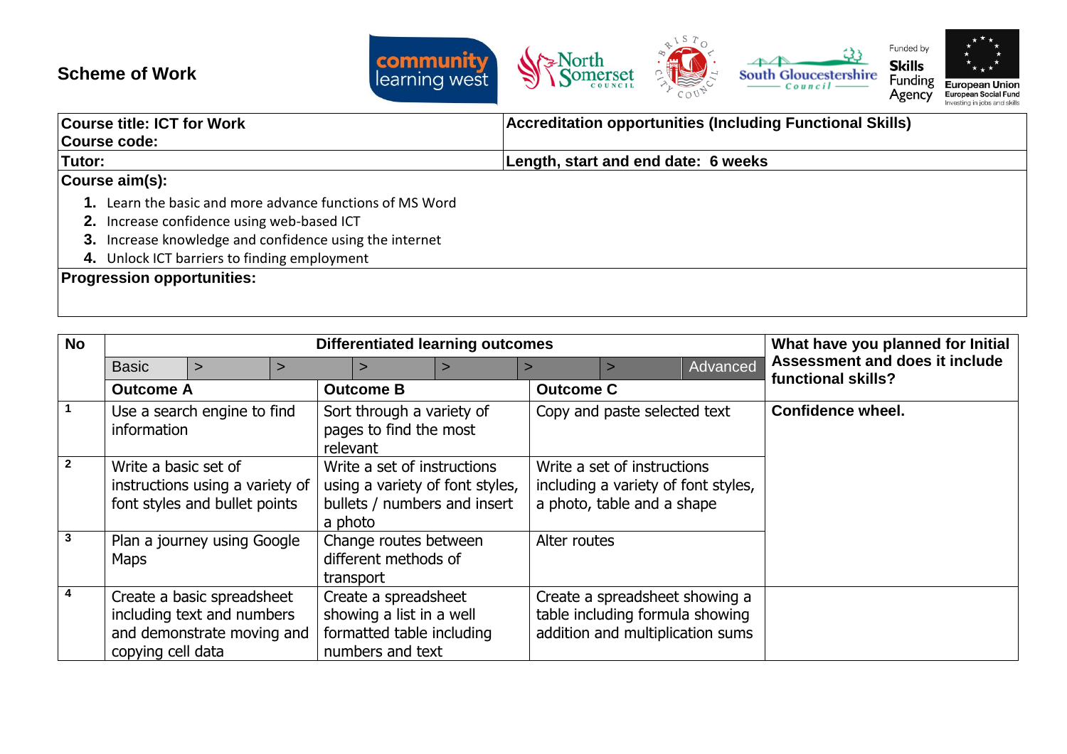# Scheme of Work

| Course title: ICT for Work<br>Course code: | Accreditation opportunities (Including Functional Skills) |
|---|---|
| Tutor: | Length, start and end date: 6 weeks |

**Course aim(s):**

1. Learn the basic and more advance functions of MS Word
2. Increase confidence using web-based ICT
3. Increase knowledge and confidence using the internet
4. Unlock ICT barriers to finding employment

**Progression opportunities:**

| No | Differentiated learning outcomes | | | What have you planned for Initial Assessment and does it include functional skills? |
|---|---|---|---|---|
| | Basic > > > > > > Advanced | | | |
| | **Outcome A** | **Outcome B** | **Outcome C** | |
| 1 | Use a search engine to find information | Sort through a variety of pages to find the most relevant | Copy and paste selected text | **Confidence wheel.** |
| 2 | Write a basic set of instructions using a variety of font styles and bullet points | Write a set of instructions using a variety of font styles, bullets / numbers and insert a photo | Write a set of instructions including a variety of font styles, a photo, table and a shape | |
| 3 | Plan a journey using Google Maps | Change routes between different methods of transport | Alter routes | |
| 4 | Create a basic spreadsheet including text and numbers and demonstrate moving and copying cell data | Create a spreadsheet showing a list in a well formatted table including numbers and text | Create a spreadsheet showing a table including formula showing addition and multiplication sums | |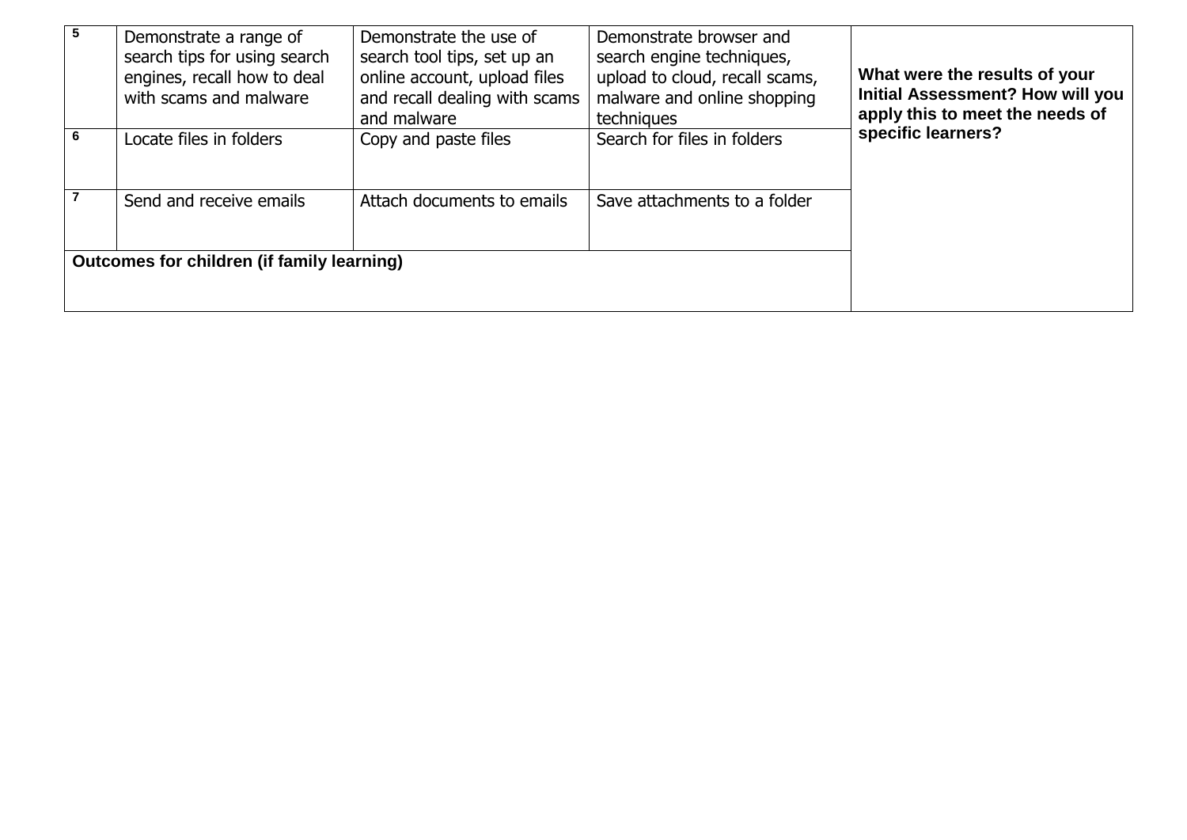| 5 | Demonstrate a range of search tips for using search engines, recall how to deal with scams and malware | Demonstrate the use of search tool tips, set up an online account, upload files and recall dealing with scams and malware | Demonstrate browser and search engine techniques, upload to cloud, recall scams, malware and online shopping techniques | **What were the results of your Initial Assessment? How will you apply this to meet the needs of specific learners?** |
|---|---|---|---|---|
| 6 | Locate files in folders | Copy and paste files | Search for files in folders | |
| 7 | Send and receive emails | Attach documents to emails | Save attachments to a folder | |
| **Outcomes for children (if family learning)** | | | | |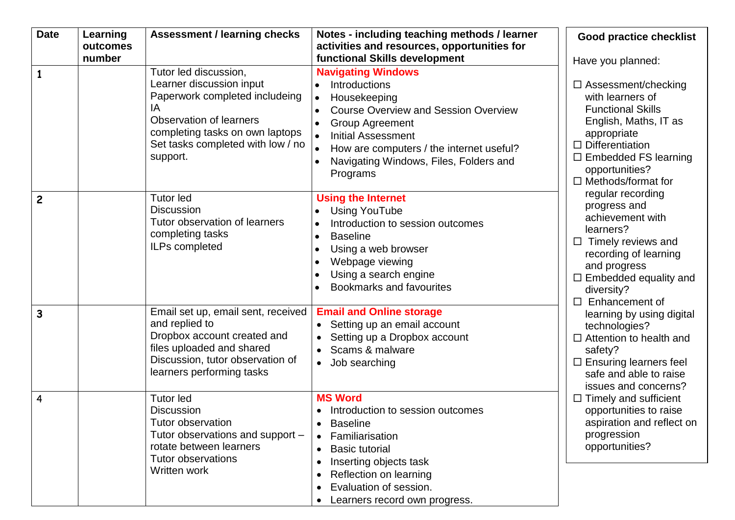| Date | Learning outcomes number | Assessment / learning checks | Notes - including teaching methods / learner activities and resources, opportunities for functional Skills development |
|---|---|---|---|
| 1 | | Tutor led discussion,<br>Learner discussion input<br>Paperwork completed includeing IA<br>Observation of learners completing tasks on own laptops<br>Set tasks completed with low / no support. | **Navigating Windows**<br>• Introductions<br>• Housekeeping<br>• Course Overview and Session Overview<br>• Group Agreement<br>• Initial Assessment<br>• How are computers / the internet useful?<br>• Navigating Windows, Files, Folders and Programs |
| 2 | | Tutor led<br>Discussion<br>Tutor observation of learners completing tasks<br>ILPs completed | **Using the Internet**<br>• Using YouTube<br>• Introduction to session outcomes<br>• Baseline<br>• Using a web browser<br>• Webpage viewing<br>• Using a search engine<br>• Bookmarks and favourites |
| 3 | | Email set up, email sent, received and replied to<br>Dropbox account created and files uploaded and shared<br>Discussion, tutor observation of learners performing tasks | **Email and Online storage**<br>• Setting up an email account<br>• Setting up a Dropbox account<br>• Scams & malware<br>• Job searching |
| 4 | | Tutor led<br>Discussion<br>Tutor observation<br>Tutor observations and support – rotate between learners<br>Tutor observations<br>Written work | **MS Word**<br>• Introduction to session outcomes<br>• Baseline<br>• Familiarisation<br>• Basic tutorial<br>• Inserting objects task<br>• Reflection on learning<br>• Evaluation of session.<br>• Learners record own progress. |

**Good practice checklist**

Have you planned:

- ☐ Assessment/checking with learners of Functional Skills English, Maths, IT as appropriate
- ☐ Differentiation
- ☐ Embedded FS learning opportunities?
- ☐ Methods/format for regular recording progress and achievement with learners?
- ☐ Timely reviews and recording of learning and progress
- ☐ Embedded equality and diversity?
- ☐ Enhancement of learning by using digital technologies?
- ☐ Attention to health and safety?
- ☐ Ensuring learners feel safe and able to raise issues and concerns?
- ☐ Timely and sufficient opportunities to raise aspiration and reflect on progression opportunities?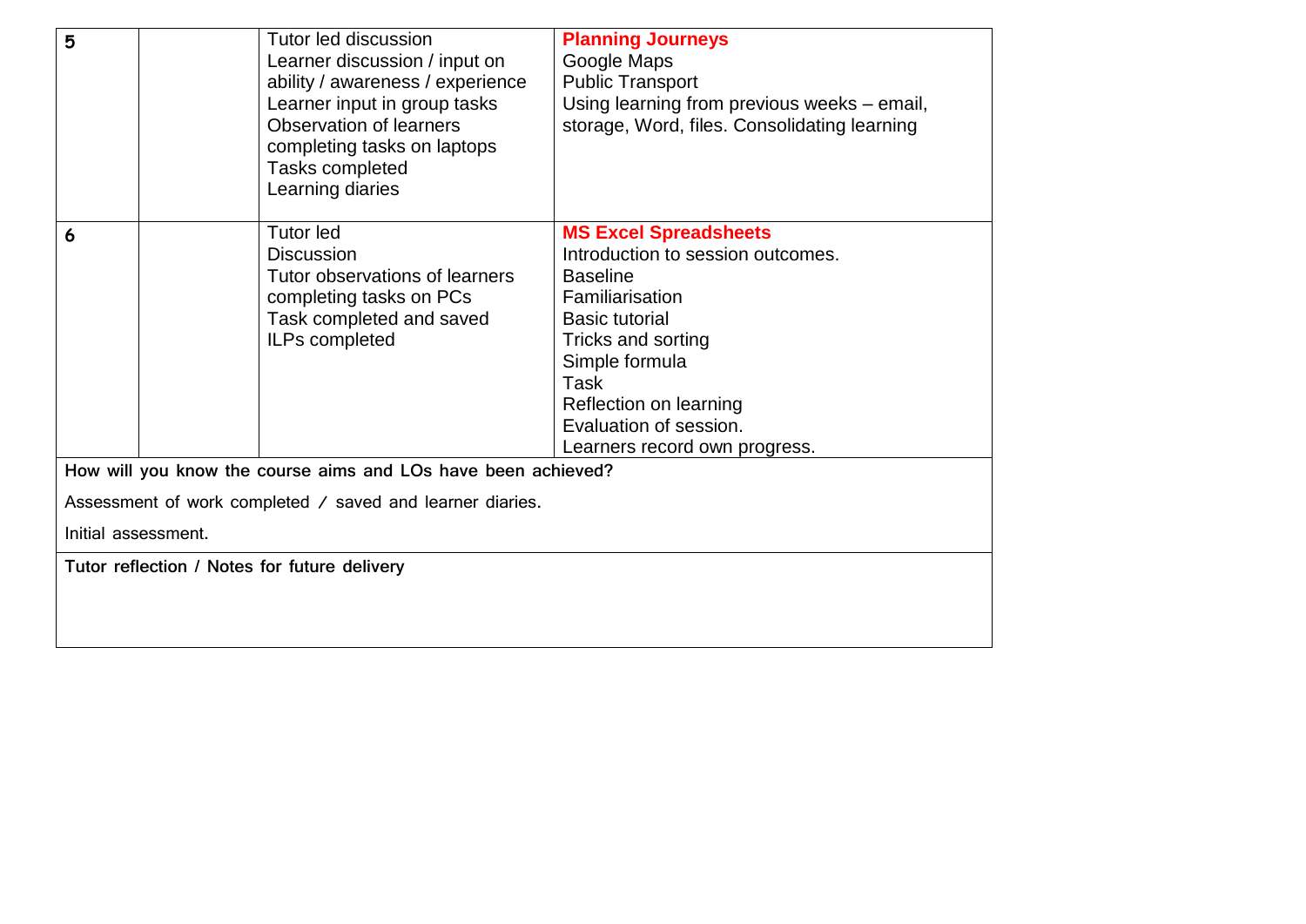| | | | |
|---|---|---|---|
| 5 | | Tutor led discussion<br>Learner discussion / input on ability / awareness / experience<br>Learner input in group tasks<br>Observation of learners completing tasks on laptops<br>Tasks completed<br>Learning diaries | **Planning Journeys**<br>Google Maps<br>Public Transport<br>Using learning from previous weeks – email, storage, Word, files. Consolidating learning |
| 6 | | Tutor led<br>Discussion<br>Tutor observations of learners completing tasks on PCs<br>Task completed and saved<br>ILPs completed | **MS Excel Spreadsheets**<br>Introduction to session outcomes.<br>Baseline<br>Familiarisation<br>Basic tutorial<br>Tricks and sorting<br>Simple formula<br>Task<br>Reflection on learning<br>Evaluation of session.<br>Learners record own progress. |

**How will you know the course aims and LOs have been achieved?**

Assessment of work completed / saved and learner diaries.

Initial assessment.

**Tutor reflection / Notes for future delivery**